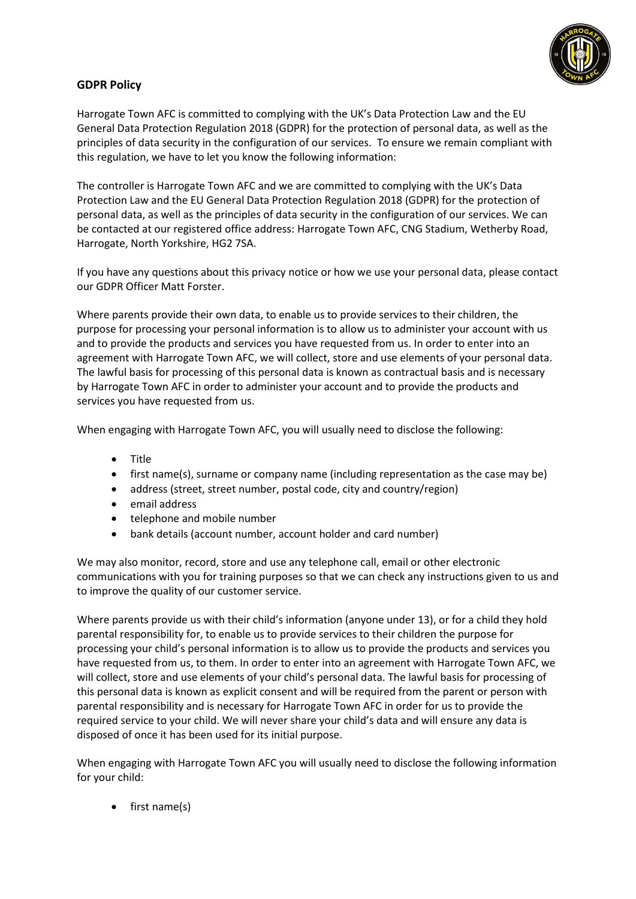## GDPR Policy

Harrogate Town AFC is committed to complying with the UK's Data Protection Law and the EU General Data Protection Regulation 2018 (GDPR) for the protection of personal data, as well as the principles of data security in the configuration of our services. To ensure we remain compliant with this regulation, we have to let you know the following information:

The controller is Harrogate Town AFC and we are committed to complying with the UK's Data Protection Law and the EU General Data Protection Regulation 2018 (GDPR) for the protection of personal data, as well as the principles of data security in the configuration of our services. We can be contacted at our registered office address: Harrogate Town AFC, CNG Stadium, Wetherby Road, Harrogate, North Yorkshire, HG2 7SA.

If you have any questions about this privacy notice or how we use your personal data, please contact our GDPR Officer Matt Forster.

Where parents provide their own data, to enable us to provide services to their children, the purpose for processing your personal information is to allow us to administer your account with us and to provide the products and services you have requested from us. In order to enter into an agreement with Harrogate Town AFC, we will collect, store and use elements of your personal data. The lawful basis for processing of this personal data is known as contractual basis and is necessary by Harrogate Town AFC in order to administer your account and to provide the products and services you have requested from us.

When engaging with Harrogate Town AFC, you will usually need to disclose the following:

- Title
- first name(s), surname or company name (including representation as the case may be)
- address (street, street number, postal code, city and country/region)
- email address
- telephone and mobile number
- bank details (account number, account holder and card number)

We may also monitor, record, store and use any telephone call, email or other electronic communications with you for training purposes so that we can check any instructions given to us and to improve the quality of our customer service.

Where parents provide us with their child's information (anyone under 13), or for a child they hold parental responsibility for, to enable us to provide services to their children the purpose for processing your child's personal information is to allow us to provide the products and services you have requested from us, to them. In order to enter into an agreement with Harrogate Town AFC, we will collect, store and use elements of your child's personal data. The lawful basis for processing of this personal data is known as explicit consent and will be required from the parent or person with parental responsibility and is necessary for Harrogate Town AFC in order for us to provide the required service to your child. We will never share your child's data and will ensure any data is disposed of once it has been used for its initial purpose.

When engaging with Harrogate Town AFC you will usually need to disclose the following information for your child:

- first name(s)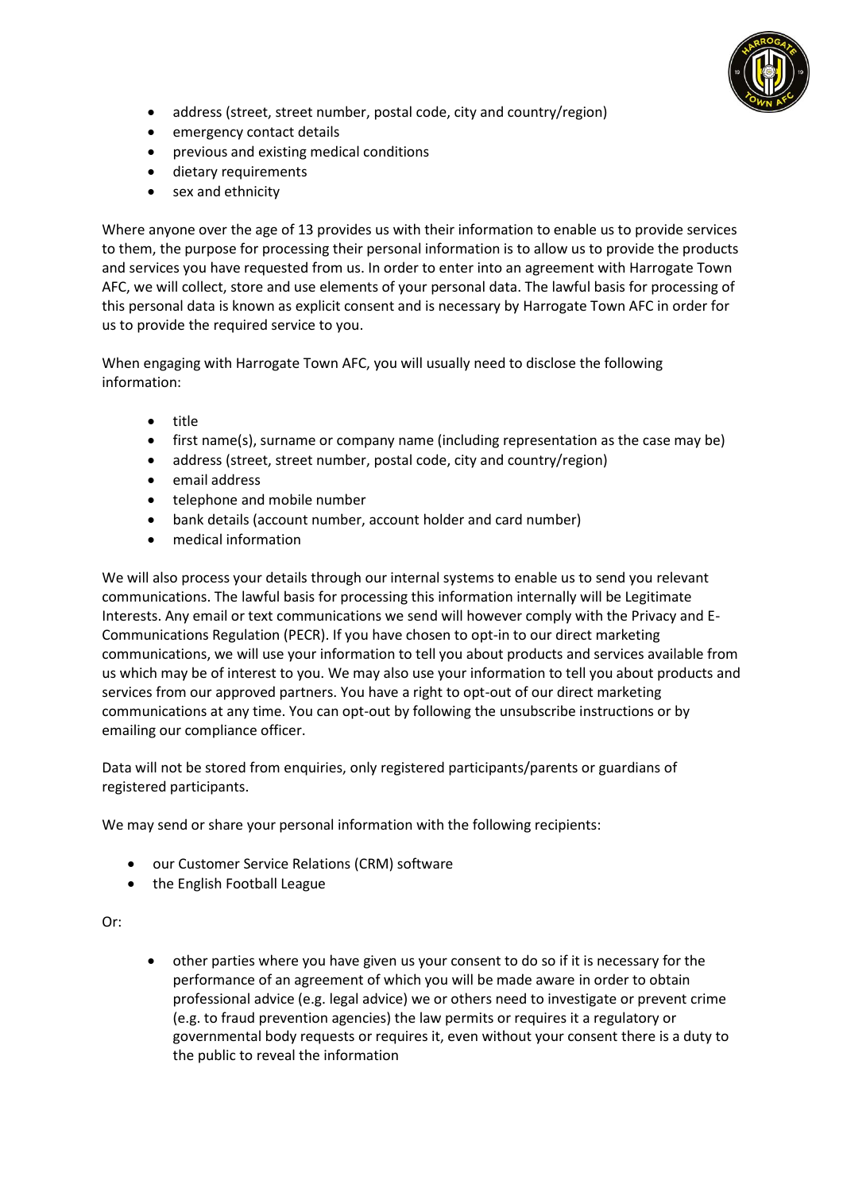- address (street, street number, postal code, city and country/region)
- emergency contact details
- previous and existing medical conditions
- dietary requirements
- sex and ethnicity

Where anyone over the age of 13 provides us with their information to enable us to provide services to them, the purpose for processing their personal information is to allow us to provide the products and services you have requested from us. In order to enter into an agreement with Harrogate Town AFC, we will collect, store and use elements of your personal data. The lawful basis for processing of this personal data is known as explicit consent and is necessary by Harrogate Town AFC in order for us to provide the required service to you.

When engaging with Harrogate Town AFC, you will usually need to disclose the following information:

- title
- first name(s), surname or company name (including representation as the case may be)
- address (street, street number, postal code, city and country/region)
- email address
- telephone and mobile number
- bank details (account number, account holder and card number)
- medical information

We will also process your details through our internal systems to enable us to send you relevant communications. The lawful basis for processing this information internally will be Legitimate Interests. Any email or text communications we send will however comply with the Privacy and E-Communications Regulation (PECR). If you have chosen to opt-in to our direct marketing communications, we will use your information to tell you about products and services available from us which may be of interest to you. We may also use your information to tell you about products and services from our approved partners. You have a right to opt-out of our direct marketing communications at any time. You can opt-out by following the unsubscribe instructions or by emailing our compliance officer.

Data will not be stored from enquiries, only registered participants/parents or guardians of registered participants.

We may send or share your personal information with the following recipients:

- our Customer Service Relations (CRM) software
- the English Football League

Or:

- other parties where you have given us your consent to do so if it is necessary for the performance of an agreement of which you will be made aware in order to obtain professional advice (e.g. legal advice) we or others need to investigate or prevent crime (e.g. to fraud prevention agencies) the law permits or requires it a regulatory or governmental body requests or requires it, even without your consent there is a duty to the public to reveal the information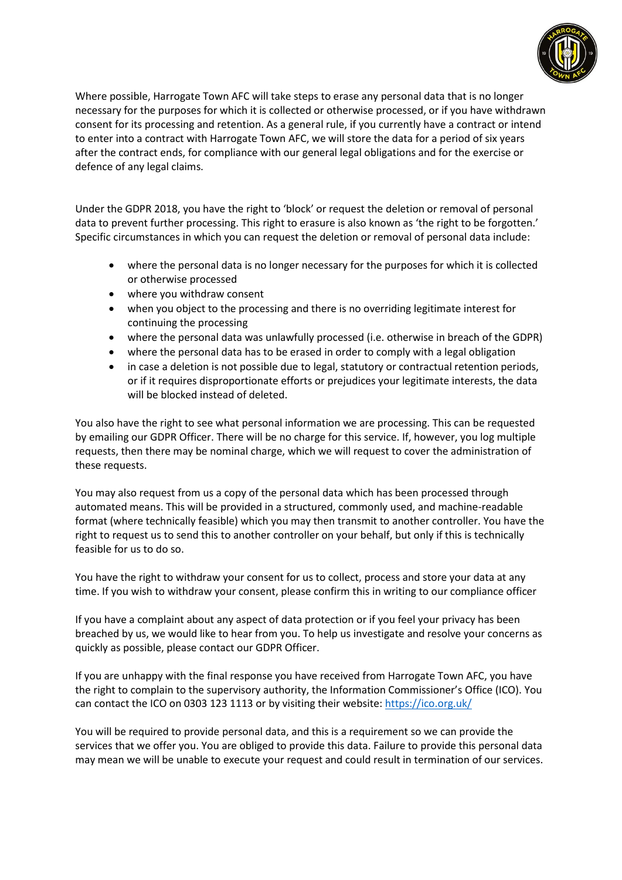Where possible, Harrogate Town AFC will take steps to erase any personal data that is no longer necessary for the purposes for which it is collected or otherwise processed, or if you have withdrawn consent for its processing and retention. As a general rule, if you currently have a contract or intend to enter into a contract with Harrogate Town AFC, we will store the data for a period of six years after the contract ends, for compliance with our general legal obligations and for the exercise or defence of any legal claims.

Under the GDPR 2018, you have the right to 'block' or request the deletion or removal of personal data to prevent further processing. This right to erasure is also known as 'the right to be forgotten.' Specific circumstances in which you can request the deletion or removal of personal data include:

- where the personal data is no longer necessary for the purposes for which it is collected or otherwise processed
- where you withdraw consent
- when you object to the processing and there is no overriding legitimate interest for continuing the processing
- where the personal data was unlawfully processed (i.e. otherwise in breach of the GDPR)
- where the personal data has to be erased in order to comply with a legal obligation
- in case a deletion is not possible due to legal, statutory or contractual retention periods, or if it requires disproportionate efforts or prejudices your legitimate interests, the data will be blocked instead of deleted.

You also have the right to see what personal information we are processing. This can be requested by emailing our GDPR Officer. There will be no charge for this service. If, however, you log multiple requests, then there may be nominal charge, which we will request to cover the administration of these requests.

You may also request from us a copy of the personal data which has been processed through automated means. This will be provided in a structured, commonly used, and machine-readable format (where technically feasible) which you may then transmit to another controller. You have the right to request us to send this to another controller on your behalf, but only if this is technically feasible for us to do so.

You have the right to withdraw your consent for us to collect, process and store your data at any time. If you wish to withdraw your consent, please confirm this in writing to our compliance officer

If you have a complaint about any aspect of data protection or if you feel your privacy has been breached by us, we would like to hear from you. To help us investigate and resolve your concerns as quickly as possible, please contact our GDPR Officer.

If you are unhappy with the final response you have received from Harrogate Town AFC, you have the right to complain to the supervisory authority, the Information Commissioner's Office (ICO). You can contact the ICO on 0303 123 1113 or by visiting their website: https://ico.org.uk/

You will be required to provide personal data, and this is a requirement so we can provide the services that we offer you. You are obliged to provide this data. Failure to provide this personal data may mean we will be unable to execute your request and could result in termination of our services.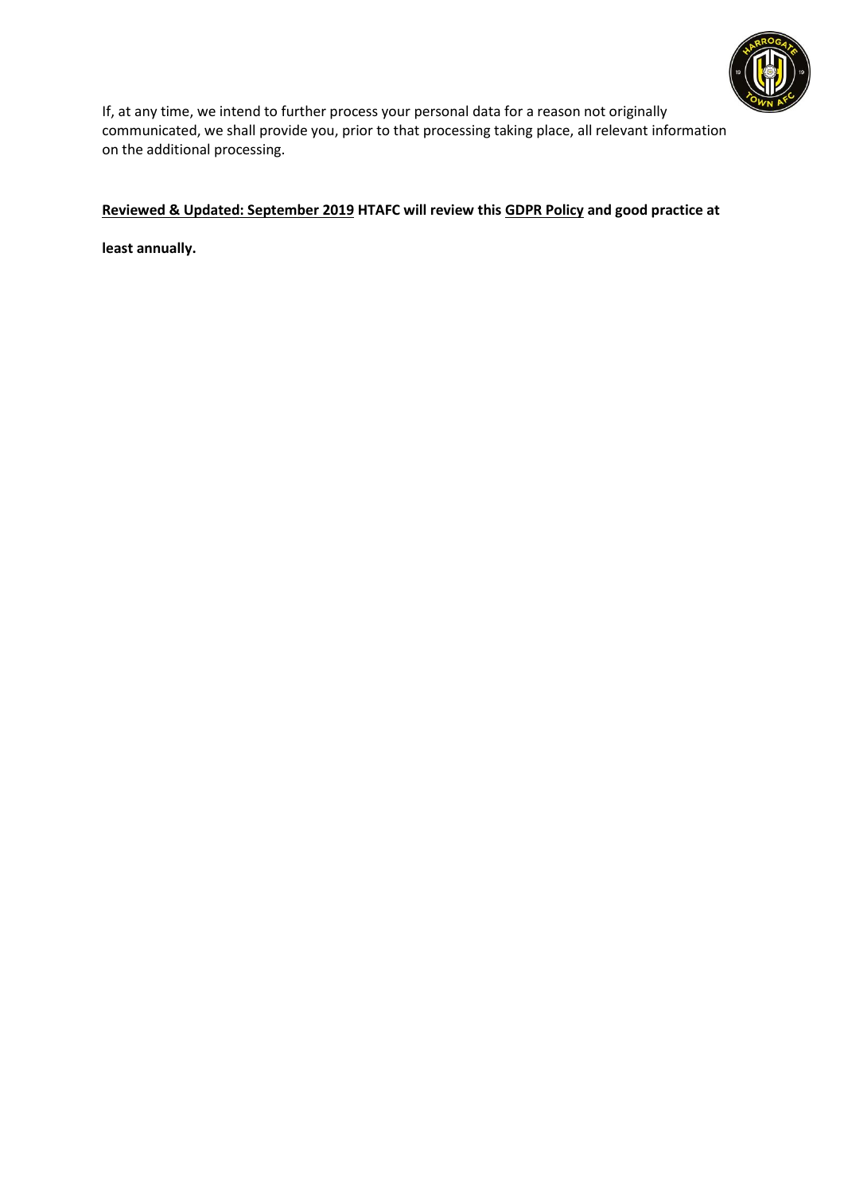If, at any time, we intend to further process your personal data for a reason not originally communicated, we shall provide you, prior to that processing taking place, all relevant information on the additional processing.

**Reviewed & Updated: September 2019 HTAFC will review this GDPR Policy and good practice at least annually.**